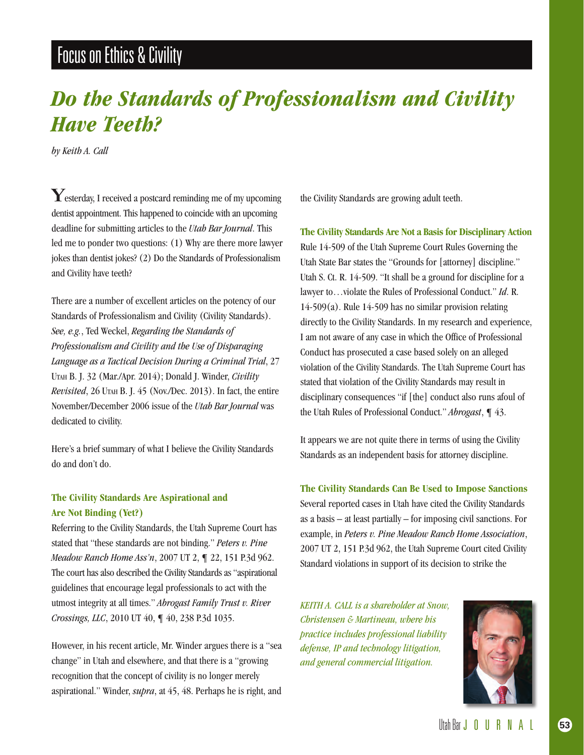Focus on Ethics & Civility

# *Do the Standards of Professionalism and Civility Have Teeth?*

*by Keith A. Call*

Yesterday, I received a postcard reminding me of my upcoming dentist appointment. This happened to coincide with an upcoming deadline for submitting articles to the *Utah Bar Journal*. This led me to ponder two questions: (1) Why are there more lawyer jokes than dentist jokes? (2) Do the Standards of Professionalism and Civility have teeth?

There are a number of excellent articles on the potency of our Standards of Professionalism and Civility (Civility Standards). *See, e.g.*, Ted Weckel, *Regarding the Standards of Professionalism and Civility and the Use of Disparaging Language as a Tactical Decision During a Criminal Trial*, 27 Utah B. J. 32 (Mar./Apr. 2014); Donald J. Winder, *Civility Revisited*, 26 Utah B. J. 45 (Nov./Dec. 2013). In fact, the entire November/December 2006 issue of the *Utah Bar Journal* was dedicated to civility.

Here's a brief summary of what I believe the Civility Standards do and don't do.

### The Civility Standards Are Aspirational and Are Not Binding (Yet?)

Referring to the Civility Standards, the Utah Supreme Court has stated that "these standards are not binding." *Peters v. Pine Meadow Ranch Home Ass'n*, 2007 UT 2, ¶ 22, 151 P.3d 962. The court has also described the Civility Standards as "aspirational guidelines that encourage legal professionals to act with the utmost integrity at all times." *Abrogast Family Trust v. River Crossings, LLC*, 2010 UT 40, ¶ 40, 238 P.3d 1035.

However, in his recent article, Mr. Winder argues there is a "sea change" in Utah and elsewhere, and that there is a "growing recognition that the concept of civility is no longer merely aspirational." Winder, *supra*, at 45, 48. Perhaps he is right, and the Civility Standards are growing adult teeth.

### The Civility Standards Are Not a Basis for Disciplinary Action

Rule 14-509 of the Utah Supreme Court Rules Governing the Utah State Bar states the "Grounds for [attorney] discipline." Utah S. Ct. R. 14-509. "It shall be a ground for discipline for a lawyer to…violate the Rules of Professional Conduct." *Id*. R. 14-509(a). Rule 14-509 has no similar provision relating directly to the Civility Standards. In my research and experience, I am not aware of any case in which the Office of Professional Conduct has prosecuted a case based solely on an alleged violation of the Civility Standards. The Utah Supreme Court has stated that violation of the Civility Standards may result in disciplinary consequences "if [the] conduct also runs afoul of the Utah Rules of Professional Conduct." *Abrogast*, ¶ 43.

It appears we are not quite there in terms of using the Civility Standards as an independent basis for attorney discipline.

### The Civility Standards Can Be Used to Impose Sanctions

Several reported cases in Utah have cited the Civility Standards as a basis – at least partially – for imposing civil sanctions. For example, in *Peters v. Pine Meadow Ranch Home Association*, 2007 UT 2, 151 P.3d 962, the Utah Supreme Court cited Civility Standard violations in support of its decision to strike the

*KEITH A. CALL is a shareholder at Snow, Christensen & Martineau, where his practice includes professional liability defense, IP and technology litigation, and general commercial litigation.*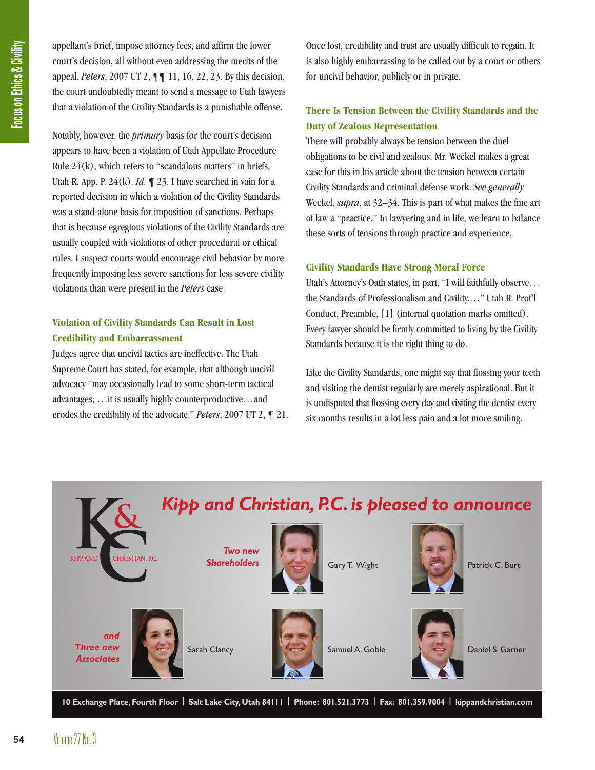appellant's brief, impose attorney fees, and affirm the lower court's decision, all without even addressing the merits of the appeal. *Peters*, 2007 UT 2, ¶¶ 11, 16, 22, 23. By this decision, the court undoubtedly meant to send a message to Utah lawyers that a violation of the Civility Standards is a punishable offense.

Notably, however, the *primary* basis for the court's decision appears to have been a violation of Utah Appellate Procedure Rule 24(k), which refers to "scandalous matters" in briefs, Utah R. App. P. 24(k). *Id.* ¶ 23. I have searched in vain for a reported decision in which a violation of the Civility Standards was a stand-alone basis for imposition of sanctions. Perhaps that is because egregious violations of the Civility Standards are usually coupled with violations of other procedural or ethical rules. I suspect courts would encourage civil behavior by more frequently imposing less severe sanctions for less severe civility violations than were present in the *Peters* case.

### Violation of Civility Standards Can Result in Lost Credibility and Embarrassment

Judges agree that uncivil tactics are ineffective. The Utah Supreme Court has stated, for example, that although uncivil advocacy "may occasionally lead to some short-term tactical advantages, …it is usually highly counterproductive…and erodes the credibility of the advocate." *Peters*, 2007 UT 2, ¶ 21. Once lost, credibility and trust are usually difficult to regain. It is also highly embarrassing to be called out by a court or others for uncivil behavior, publicly or in private.

### There Is Tension Between the Civility Standards and the Duty of Zealous Representation

There will probably always be tension between the duel obligations to be civil and zealous. Mr. Weckel makes a great case for this in his article about the tension between certain Civility Standards and criminal defense work. *See generally* Weckel, *supra*, at 32–34. This is part of what makes the fine art of law a "practice." In lawyering and in life, we learn to balance these sorts of tensions through practice and experience.

### Civility Standards Have Strong Moral Force

Utah's Attorney's Oath states, in part, "I will faithfully observe… the Standards of Professionalism and Civility…." Utah R. Prof'l Conduct, Preamble, [1] (internal quotation marks omitted). Every lawyer should be firmly committed to living by the Civility Standards because it is the right thing to do.

Like the Civility Standards, one might say that flossing your teeth and visiting the dentist regularly are merely aspirational. But it is undisputed that flossing every day and visiting the dentist every six months results in a lot less pain and a lot more smiling.

---

**Kipp and Christian, P.C. is pleased to announce**

KIPP AND CHRISTIAN, P.C.

*Two new Shareholders*

Gary T. Wight

Patrick C. Burt

*and Three new Associates*

Sarah Clancy

Samuel A. Goble

Daniel S. Garner

10 Exchange Place, Fourth Floor | Salt Lake City, Utah 84111 | Phone: 801.521.3773 | Fax: 801.359.9004 | kippandchristian.com